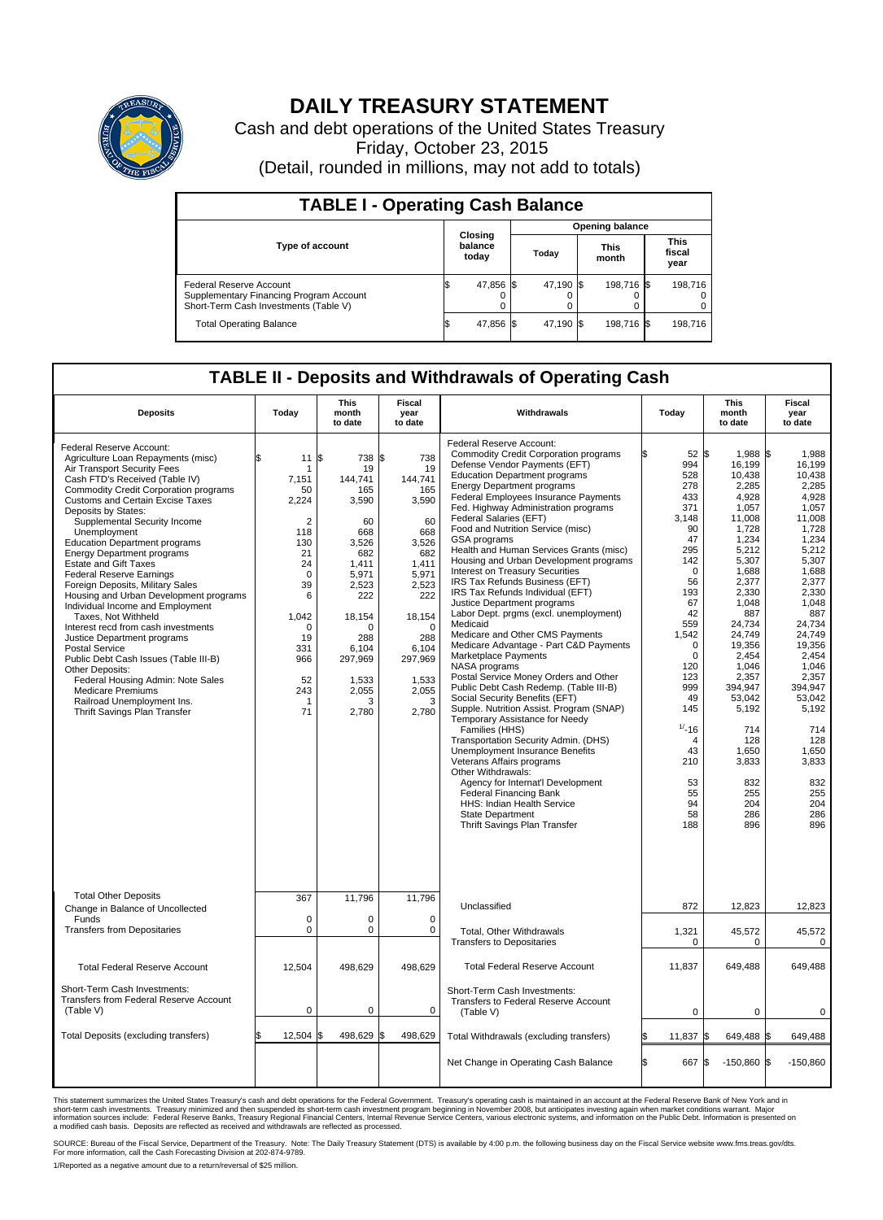# DAILY TREASURY STATEMENT

Cash and debt operations of the United States Treasury

Friday, October 23, 2015

(Detail, rounded in millions, may not add to totals)

## TABLE I - Operating Cash Balance

| Type of account | Closing balance today | Opening balance Today | Opening balance This month | Opening balance This fiscal year |
|---|---|---|---|---|
| Federal Reserve Account | $ 47,856 | $ 47,190 | $ 198,716 | $ 198,716 |
| Supplementary Financing Program Account | 0 | 0 | 0 | 0 |
| Short-Term Cash Investments (Table V) | 0 | 0 | 0 | 0 |
| Total Operating Balance | $ 47,856 | $ 47,190 | $ 198,716 | $ 198,716 |

## TABLE II - Deposits and Withdrawals of Operating Cash

| Deposits | Today | This month to date | Fiscal year to date |
|---|---|---|---|
| Federal Reserve Account: | | | |
| Agriculture Loan Repayments (misc) | $ 11 | $ 738 | $ 738 |
| Air Transport Security Fees | 1 | 19 | 19 |
| Cash FTD's Received (Table IV) | 7,151 | 144,741 | 144,741 |
| Commodity Credit Corporation programs | 50 | 165 | 165 |
| Customs and Certain Excise Taxes | 2,224 | 3,590 | 3,590 |
| Deposits by States: | | | |
| Supplemental Security Income | 2 | 60 | 60 |
| Unemployment | 118 | 668 | 668 |
| Education Department programs | 130 | 3,526 | 3,526 |
| Energy Department programs | 21 | 682 | 682 |
| Estate and Gift Taxes | 24 | 1,411 | 1,411 |
| Federal Reserve Earnings | 0 | 5,971 | 5,971 |
| Foreign Deposits, Military Sales | 39 | 2,523 | 2,523 |
| Housing and Urban Development programs | 6 | 222 | 222 |
| Individual Income and Employment Taxes, Not Withheld | 1,042 | 18,154 | 18,154 |
| Interest recd from cash investments | 0 | 0 | 0 |
| Justice Department programs | 19 | 288 | 288 |
| Postal Service | 331 | 6,104 | 6,104 |
| Public Debt Cash Issues (Table III-B) | 966 | 297,969 | 297,969 |
| Other Deposits: | | | |
| Federal Housing Admin: Note Sales | 52 | 1,533 | 1,533 |
| Medicare Premiums | 243 | 2,055 | 2,055 |
| Railroad Unemployment Ins. | 1 | 3 | 3 |
| Thrift Savings Plan Transfer | 71 | 2,780 | 2,780 |
| Total Other Deposits | 367 | 11,796 | 11,796 |
| Change in Balance of Uncollected Funds | 0 | 0 | 0 |
| Transfers from Depositaries | 0 | 0 | 0 |
| Total Federal Reserve Account | 12,504 | 498,629 | 498,629 |
| Short-Term Cash Investments: Transfers from Federal Reserve Account (Table V) | 0 | 0 | 0 |
| Total Deposits (excluding transfers) | $ 12,504 | $ 498,629 | $ 498,629 |

| Withdrawals | Today | This month to date | Fiscal year to date |
|---|---|---|---|
| Federal Reserve Account: | | | |
| Commodity Credit Corporation programs | $ 52 | $ 1,988 | $ 1,988 |
| Defense Vendor Payments (EFT) | 994 | 16,199 | 16,199 |
| Education Department programs | 528 | 10,438 | 10,438 |
| Energy Department programs | 278 | 2,285 | 2,285 |
| Federal Employees Insurance Payments | 433 | 4,928 | 4,928 |
| Fed. Highway Administration programs | 371 | 1,057 | 1,057 |
| Federal Salaries (EFT) | 3,148 | 11,008 | 11,008 |
| Food and Nutrition Service (misc) | 90 | 1,728 | 1,728 |
| GSA programs | 47 | 1,234 | 1,234 |
| Health and Human Services Grants (misc) | 295 | 5,212 | 5,212 |
| Housing and Urban Development programs | 142 | 5,307 | 5,307 |
| Interest on Treasury Securities | 0 | 1,688 | 1,688 |
| IRS Tax Refunds Business (EFT) | 56 | 2,377 | 2,377 |
| IRS Tax Refunds Individual (EFT) | 193 | 2,330 | 2,330 |
| Justice Department programs | 67 | 1,048 | 1,048 |
| Labor Dept. prgms (excl. unemployment) | 42 | 887 | 887 |
| Medicaid | 559 | 24,734 | 24,734 |
| Medicare and Other CMS Payments | 1,542 | 24,749 | 24,749 |
| Medicare Advantage - Part C&D Payments | 0 | 19,356 | 19,356 |
| Marketplace Payments | 0 | 2,454 | 2,454 |
| NASA programs | 120 | 1,046 | 1,046 |
| Postal Service Money Orders and Other | 123 | 2,357 | 2,357 |
| Public Debt Cash Redemp. (Table III-B) | 999 | 394,947 | 394,947 |
| Social Security Benefits (EFT) | 49 | 53,042 | 53,042 |
| Supple. Nutrition Assist. Program (SNAP) | 145 | 5,192 | 5,192 |
| Temporary Assistance for Needy Families (HHS) | [1/]-16 | 714 | 714 |
| Transportation Security Admin. (DHS) | 4 | 128 | 128 |
| Unemployment Insurance Benefits | 43 | 1,650 | 1,650 |
| Veterans Affairs programs | 210 | 3,833 | 3,833 |
| Other Withdrawals: | | | |
| Agency for Internat'l Development | 53 | 832 | 832 |
| Federal Financing Bank | 55 | 255 | 255 |
| HHS: Indian Health Service | 94 | 204 | 204 |
| State Department | 58 | 286 | 286 |
| Thrift Savings Plan Transfer | 188 | 896 | 896 |
| Unclassified | 872 | 12,823 | 12,823 |
| Total, Other Withdrawals | 1,321 | 45,572 | 45,572 |
| Transfers to Depositaries | 0 | 0 | 0 |
| Total Federal Reserve Account | 11,837 | 649,488 | 649,488 |
| Short-Term Cash Investments: Transfers to Federal Reserve Account (Table V) | 0 | 0 | 0 |
| Total Withdrawals (excluding transfers) | $ 11,837 | $ 649,488 | $ 649,488 |
| Net Change in Operating Cash Balance | $ 667 | $ -150,860 | $ -150,860 |

This statement summarizes the United States Treasury's cash and debt operations for the Federal Government. Treasury's operating cash is maintained in an account at the Federal Reserve Bank of New York and in short-term cash investments. Treasury minimized and then suspended its short-term cash investment program beginning in November 2008, but anticipates investing again when market conditions warrant. Major information sources include: Federal Reserve Banks, Treasury Regional Financial Centers, Internal Revenue Service Centers, various electronic systems, and information on the Public Debt. Information is presented on a modified cash basis. Deposits are reflected as received and withdrawals are reflected as processed.

SOURCE: Bureau of the Fiscal Service, Department of the Treasury. Note: The Daily Treasury Statement (DTS) is available by 4:00 p.m. the following business day on the Fiscal Service website www.fms.treas.gov/dts. For more information, call the Cash Forecasting Division at 202-874-9789.

1/Reported as a negative amount due to a return/reversal of $25 million.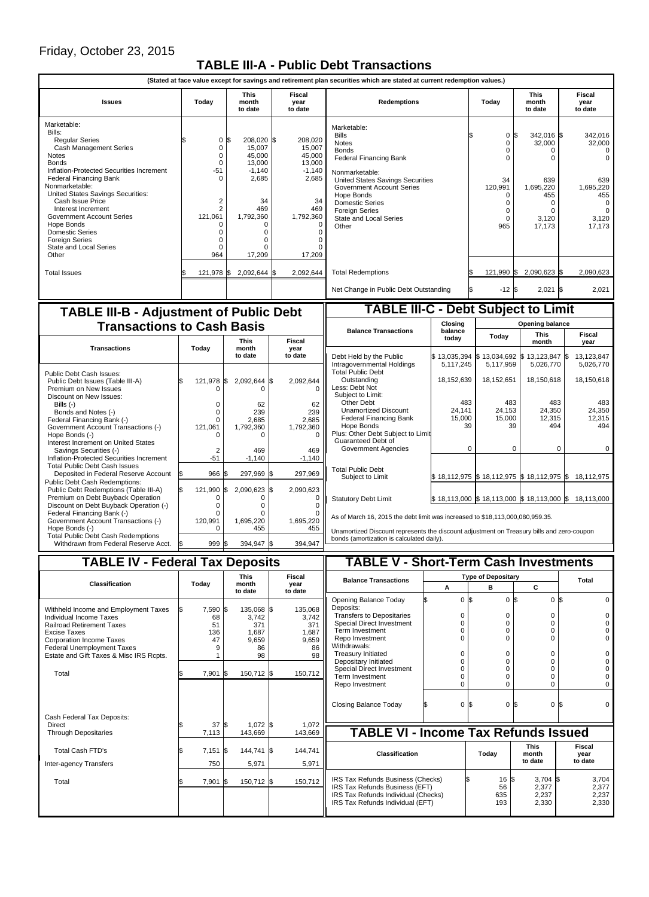Friday, October 23, 2015

# TABLE III-A - Public Debt Transactions

(Stated at face value except for savings and retirement plan securities which are stated at current redemption values.)

| Issues | Today | This month to date | Fiscal year to date |
|---|---|---|---|
| Marketable: | | | |
| Bills: | | | |
| Regular Series | $ 0 | $ 208,020 | $ 208,020 |
| Cash Management Series | 0 | 15,007 | 15,007 |
| Notes | 0 | 45,000 | 45,000 |
| Bonds | 0 | 13,000 | 13,000 |
| Inflation-Protected Securities Increment | -51 | -1,140 | -1,140 |
| Federal Financing Bank | 0 | 2,685 | 2,685 |
| Nonmarketable: | | | |
| United States Savings Securities: | | | |
| Cash Issue Price | 2 | 34 | 34 |
| Interest Increment | 2 | 469 | 469 |
| Government Account Series | 121,061 | 1,792,360 | 1,792,360 |
| Hope Bonds | 0 | 0 | 0 |
| Domestic Series | 0 | 0 | 0 |
| Foreign Series | 0 | 0 | 0 |
| State and Local Series | 0 | 0 | 0 |
| Other | 964 | 17,209 | 17,209 |
| Total Issues | $ 121,978 | $ 2,092,644 | $ 2,092,644 |

| Redemptions | Today | This month to date | Fiscal year to date |
|---|---|---|---|
| Marketable: | | | |
| Bills | $ 0 | $ 342,016 | $ 342,016 |
| Notes | 0 | 32,000 | 32,000 |
| Bonds | 0 | 0 | 0 |
| Federal Financing Bank | 0 | 0 | 0 |
| Nonmarketable: | | | |
| United States Savings Securities | 34 | 639 | 639 |
| Government Account Series | 120,991 | 1,695,220 | 1,695,220 |
| Hope Bonds | 0 | 455 | 455 |
| Domestic Series | 0 | 0 | 0 |
| Foreign Series | 0 | 0 | 0 |
| State and Local Series | 0 | 3,120 | 3,120 |
| Other | 965 | 17,173 | 17,173 |
| Total Redemptions | $ 121,990 | $ 2,090,623 | $ 2,090,623 |
| Net Change in Public Debt Outstanding | $ -12 | $ 2,021 | $ 2,021 |

# TABLE III-B - Adjustment of Public Debt Transactions to Cash Basis

| Transactions | Today | This month to date | Fiscal year to date |
|---|---|---|---|
| Public Debt Cash Issues: | | | |
| Public Debt Issues (Table III-A) | $ 121,978 | $ 2,092,644 | $ 2,092,644 |
| Premium on New Issues | 0 | 0 | 0 |
| Discount on New Issues: | | | |
| Bills (-) | 0 | 62 | 62 |
| Bonds and Notes (-) | 0 | 239 | 239 |
| Federal Financing Bank (-) | 0 | 2,685 | 2,685 |
| Government Account Transactions (-) | 121,061 | 1,792,360 | 1,792,360 |
| Hope Bonds (-) | 0 | 0 | 0 |
| Interest Increment on United States Savings Securities (-) | 2 | 469 | 469 |
| Inflation-Protected Securities Increment | -51 | -1,140 | -1,140 |
| Total Public Debt Cash Issues Deposited in Federal Reserve Account | $ 966 | $ 297,969 | $ 297,969 |
| Public Debt Cash Redemptions: | | | |
| Public Debt Redemptions (Table III-A) | $ 121,990 | $ 2,090,623 | $ 2,090,623 |
| Premium on Debt Buyback Operation | 0 | 0 | 0 |
| Discount on Debt Buyback Operation (-) | 0 | 0 | 0 |
| Federal Financing Bank (-) | 0 | 0 | 0 |
| Government Account Transactions (-) | 120,991 | 1,695,220 | 1,695,220 |
| Hope Bonds (-) | 0 | 455 | 455 |
| Total Public Debt Cash Redemptions Withdrawn from Federal Reserve Acct. | $ 999 | $ 394,947 | $ 394,947 |

# TABLE III-C - Debt Subject to Limit

| Balance Transactions | Closing balance today | Opening balance Today | Opening balance This month | Opening balance Fiscal year |
|---|---|---|---|---|
| Debt Held by the Public | $ 13,035,394 | $ 13,034,692 | $ 13,123,847 | $ 13,123,847 |
| Intragovernmental Holdings | 5,117,245 | 5,117,959 | 5,026,770 | 5,026,770 |
| Total Public Debt Outstanding | 18,152,639 | 18,152,651 | 18,150,618 | 18,150,618 |
| Less: Debt Not Subject to Limit: | | | | |
| Other Debt | 483 | 483 | 483 | 483 |
| Unamortized Discount | 24,141 | 24,153 | 24,350 | 24,350 |
| Federal Financing Bank | 15,000 | 15,000 | 12,315 | 12,315 |
| Hope Bonds | 39 | 39 | 494 | 494 |
| Plus: Other Debt Subject to Limit | | | | |
| Guaranteed Debt of Government Agencies | 0 | 0 | 0 | 0 |
| Total Public Debt Subject to Limit | $ 18,112,975 | $ 18,112,975 | $ 18,112,975 | $ 18,112,975 |
| Statutory Debt Limit | $ 18,113,000 | $ 18,113,000 | $ 18,113,000 | $ 18,113,000 |

As of March 16, 2015 the debt limit was increased to $18,113,000,080,959.35.

Unamortized Discount represents the discount adjustment on Treasury bills and zero-coupon bonds (amortization is calculated daily).

# TABLE IV - Federal Tax Deposits

| Classification | Today | This month to date | Fiscal year to date |
|---|---|---|---|
| Withheld Income and Employment Taxes | $ 7,590 | $ 135,068 | $ 135,068 |
| Individual Income Taxes | 68 | 3,742 | 3,742 |
| Railroad Retirement Taxes | 51 | 371 | 371 |
| Excise Taxes | 136 | 1,687 | 1,687 |
| Corporation Income Taxes | 47 | 9,659 | 9,659 |
| Federal Unemployment Taxes | 9 | 86 | 86 |
| Estate and Gift Taxes & Misc IRS Rcpts. | 1 | 98 | 98 |
| Total | $ 7,901 | $ 150,712 | $ 150,712 |
| Cash Federal Tax Deposits: | | | |
| Direct | $ 37 | $ 1,072 | $ 1,072 |
| Through Depositaries | 7,113 | 143,669 | 143,669 |
| Total Cash FTD's | $ 7,151 | $ 144,741 | $ 144,741 |
| Inter-agency Transfers | 750 | 5,971 | 5,971 |
| Total | $ 7,901 | $ 150,712 | $ 150,712 |

# TABLE V - Short-Term Cash Investments

| Balance Transactions | Type of Depositary A | Type of Depositary B | Type of Depositary C | Total |
|---|---|---|---|---|
| Opening Balance Today | $ 0 | $ 0 | $ 0 | $ 0 |
| Deposits: | | | | |
| Transfers to Depositaries | 0 | 0 | 0 | 0 |
| Special Direct Investment | 0 | 0 | 0 | 0 |
| Term Investment | 0 | 0 | 0 | 0 |
| Repo Investment | 0 | 0 | 0 | 0 |
| Withdrawals: | | | | |
| Treasury Initiated | 0 | 0 | 0 | 0 |
| Depositary Initiated | 0 | 0 | 0 | 0 |
| Special Direct Investment | 0 | 0 | 0 | 0 |
| Term Investment | 0 | 0 | 0 | 0 |
| Repo Investment | 0 | 0 | 0 | 0 |
| Closing Balance Today | $ 0 | $ 0 | $ 0 | $ 0 |

# TABLE VI - Income Tax Refunds Issued

| Classification | Today | This month to date | Fiscal year to date |
|---|---|---|---|
| IRS Tax Refunds Business (Checks) | $ 16 | $ 3,704 | $ 3,704 |
| IRS Tax Refunds Business (EFT) | 56 | 2,377 | 2,377 |
| IRS Tax Refunds Individual (Checks) | 635 | 2,237 | 2,237 |
| IRS Tax Refunds Individual (EFT) | 193 | 2,330 | 2,330 |